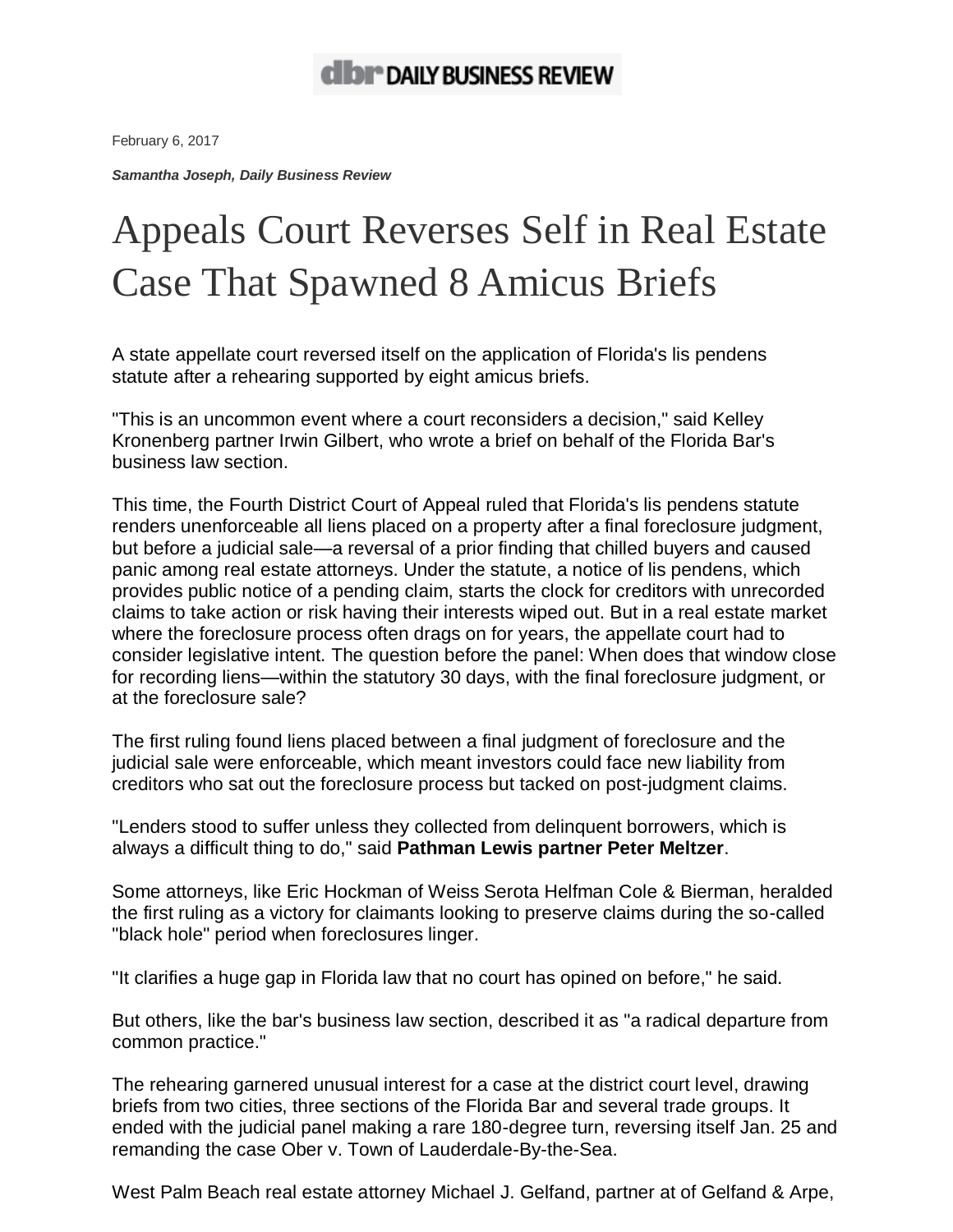**dbr DAILY BUSINESS REVIEW**

February 6, 2017

***Samantha Joseph, Daily Business Review***

# Appeals Court Reverses Self in Real Estate Case That Spawned 8 Amicus Briefs

A state appellate court reversed itself on the application of Florida's lis pendens statute after a rehearing supported by eight amicus briefs.

"This is an uncommon event where a court reconsiders a decision," said Kelley Kronenberg partner Irwin Gilbert, who wrote a brief on behalf of the Florida Bar's business law section.

This time, the Fourth District Court of Appeal ruled that Florida's lis pendens statute renders unenforceable all liens placed on a property after a final foreclosure judgment, but before a judicial sale—a reversal of a prior finding that chilled buyers and caused panic among real estate attorneys. Under the statute, a notice of lis pendens, which provides public notice of a pending claim, starts the clock for creditors with unrecorded claims to take action or risk having their interests wiped out. But in a real estate market where the foreclosure process often drags on for years, the appellate court had to consider legislative intent. The question before the panel: When does that window close for recording liens—within the statutory 30 days, with the final foreclosure judgment, or at the foreclosure sale?

The first ruling found liens placed between a final judgment of foreclosure and the judicial sale were enforceable, which meant investors could face new liability from creditors who sat out the foreclosure process but tacked on post-judgment claims.

"Lenders stood to suffer unless they collected from delinquent borrowers, which is always a difficult thing to do," said **Pathman Lewis partner Peter Meltzer**.

Some attorneys, like Eric Hockman of Weiss Serota Helfman Cole & Bierman, heralded the first ruling as a victory for claimants looking to preserve claims during the so-called "black hole" period when foreclosures linger.

"It clarifies a huge gap in Florida law that no court has opined on before," he said.

But others, like the bar's business law section, described it as "a radical departure from common practice."

The rehearing garnered unusual interest for a case at the district court level, drawing briefs from two cities, three sections of the Florida Bar and several trade groups. It ended with the judicial panel making a rare 180-degree turn, reversing itself Jan. 25 and remanding the case Ober v. Town of Lauderdale-By-the-Sea.

West Palm Beach real estate attorney Michael J. Gelfand, partner at of Gelfand & Arpe,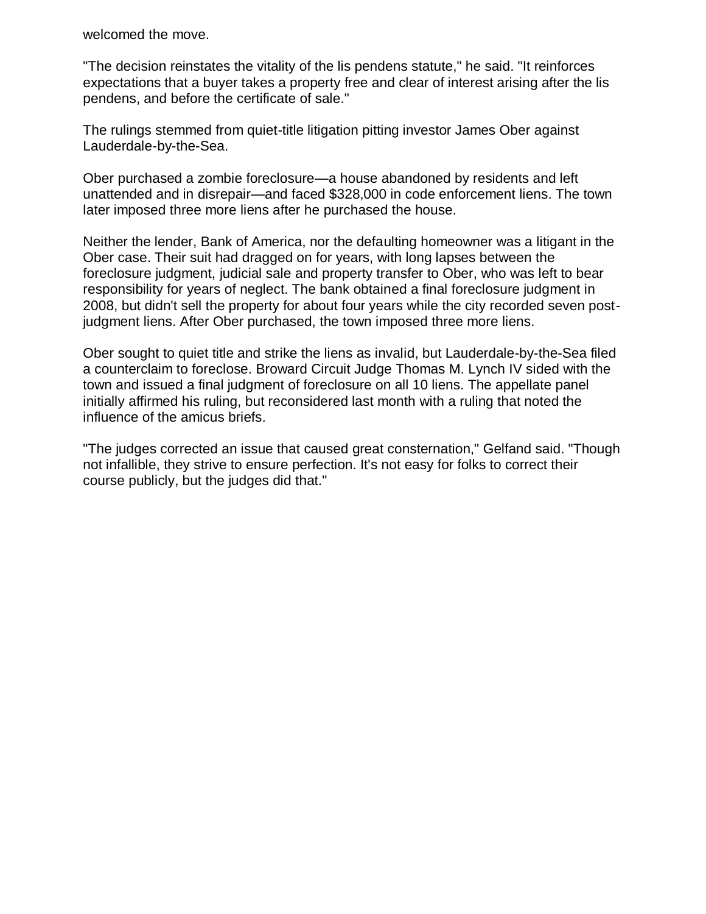welcomed the move.

"The decision reinstates the vitality of the lis pendens statute," he said. "It reinforces expectations that a buyer takes a property free and clear of interest arising after the lis pendens, and before the certificate of sale."

The rulings stemmed from quiet-title litigation pitting investor James Ober against Lauderdale-by-the-Sea.

Ober purchased a zombie foreclosure—a house abandoned by residents and left unattended and in disrepair—and faced $328,000 in code enforcement liens. The town later imposed three more liens after he purchased the house.

Neither the lender, Bank of America, nor the defaulting homeowner was a litigant in the Ober case. Their suit had dragged on for years, with long lapses between the foreclosure judgment, judicial sale and property transfer to Ober, who was left to bear responsibility for years of neglect. The bank obtained a final foreclosure judgment in 2008, but didn't sell the property for about four years while the city recorded seven post-judgment liens. After Ober purchased, the town imposed three more liens.

Ober sought to quiet title and strike the liens as invalid, but Lauderdale-by-the-Sea filed a counterclaim to foreclose. Broward Circuit Judge Thomas M. Lynch IV sided with the town and issued a final judgment of foreclosure on all 10 liens. The appellate panel initially affirmed his ruling, but reconsidered last month with a ruling that noted the influence of the amicus briefs.

"The judges corrected an issue that caused great consternation," Gelfand said. "Though not infallible, they strive to ensure perfection. It's not easy for folks to correct their course publicly, but the judges did that."